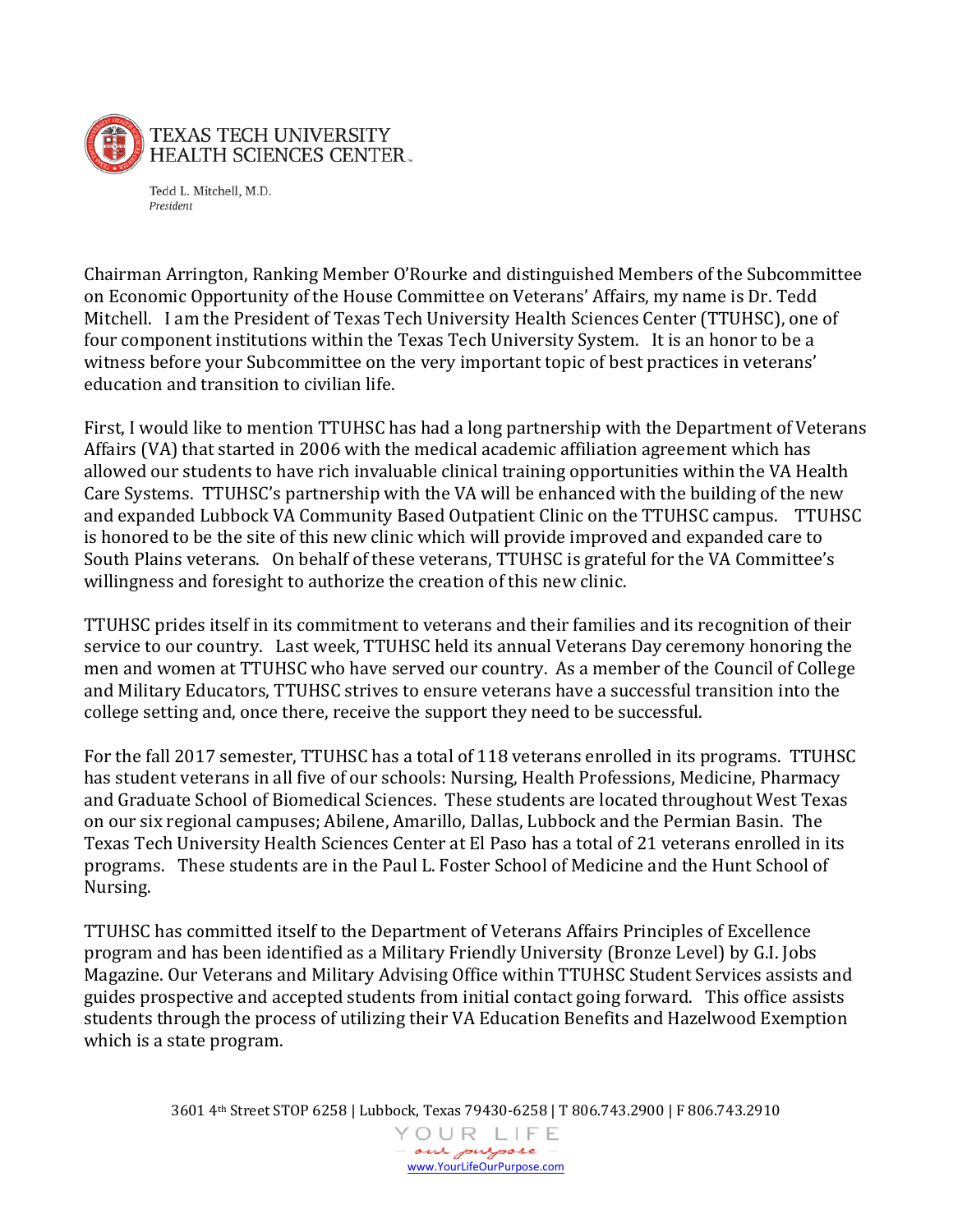TEXAS TECH UNIVERSITY
HEALTH SCIENCES CENTER

Tedd L. Mitchell, M.D.
*President*

Chairman Arrington, Ranking Member O'Rourke and distinguished Members of the Subcommittee on Economic Opportunity of the House Committee on Veterans' Affairs, my name is Dr. Tedd Mitchell. I am the President of Texas Tech University Health Sciences Center (TTUHSC), one of four component institutions within the Texas Tech University System. It is an honor to be a witness before your Subcommittee on the very important topic of best practices in veterans' education and transition to civilian life.

First, I would like to mention TTUHSC has had a long partnership with the Department of Veterans Affairs (VA) that started in 2006 with the medical academic affiliation agreement which has allowed our students to have rich invaluable clinical training opportunities within the VA Health Care Systems. TTUHSC's partnership with the VA will be enhanced with the building of the new and expanded Lubbock VA Community Based Outpatient Clinic on the TTUHSC campus. TTUHSC is honored to be the site of this new clinic which will provide improved and expanded care to South Plains veterans. On behalf of these veterans, TTUHSC is grateful for the VA Committee's willingness and foresight to authorize the creation of this new clinic.

TTUHSC prides itself in its commitment to veterans and their families and its recognition of their service to our country. Last week, TTUHSC held its annual Veterans Day ceremony honoring the men and women at TTUHSC who have served our country. As a member of the Council of College and Military Educators, TTUHSC strives to ensure veterans have a successful transition into the college setting and, once there, receive the support they need to be successful.

For the fall 2017 semester, TTUHSC has a total of 118 veterans enrolled in its programs. TTUHSC has student veterans in all five of our schools: Nursing, Health Professions, Medicine, Pharmacy and Graduate School of Biomedical Sciences. These students are located throughout West Texas on our six regional campuses; Abilene, Amarillo, Dallas, Lubbock and the Permian Basin. The Texas Tech University Health Sciences Center at El Paso has a total of 21 veterans enrolled in its programs. These students are in the Paul L. Foster School of Medicine and the Hunt School of Nursing.

TTUHSC has committed itself to the Department of Veterans Affairs Principles of Excellence program and has been identified as a Military Friendly University (Bronze Level) by G.I. Jobs Magazine. Our Veterans and Military Advising Office within TTUHSC Student Services assists and guides prospective and accepted students from initial contact going forward. This office assists students through the process of utilizing their VA Education Benefits and Hazelwood Exemption which is a state program.

3601 4th Street STOP 6258 | Lubbock, Texas 79430-6258 | T 806.743.2900 | F 806.743.2910

YOUR LIFE
our purpose
www.YourLifeOurPurpose.com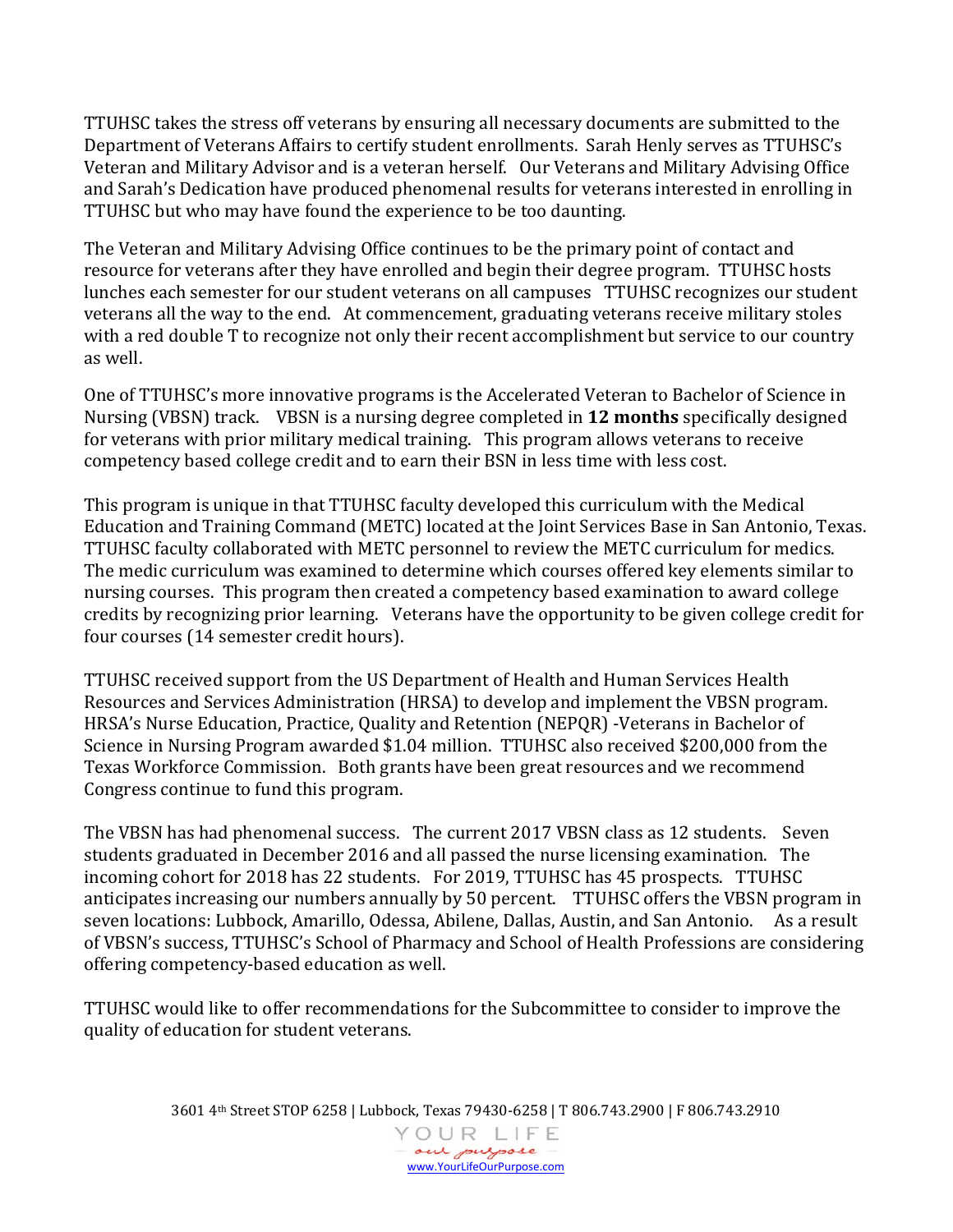TTUHSC takes the stress off veterans by ensuring all necessary documents are submitted to the Department of Veterans Affairs to certify student enrollments. Sarah Henly serves as TTUHSC's Veteran and Military Advisor and is a veteran herself. Our Veterans and Military Advising Office and Sarah's Dedication have produced phenomenal results for veterans interested in enrolling in TTUHSC but who may have found the experience to be too daunting.

The Veteran and Military Advising Office continues to be the primary point of contact and resource for veterans after they have enrolled and begin their degree program. TTUHSC hosts lunches each semester for our student veterans on all campuses TTUHSC recognizes our student veterans all the way to the end. At commencement, graduating veterans receive military stoles with a red double T to recognize not only their recent accomplishment but service to our country as well.

One of TTUHSC's more innovative programs is the Accelerated Veteran to Bachelor of Science in Nursing (VBSN) track. VBSN is a nursing degree completed in **12 months** specifically designed for veterans with prior military medical training. This program allows veterans to receive competency based college credit and to earn their BSN in less time with less cost.

This program is unique in that TTUHSC faculty developed this curriculum with the Medical Education and Training Command (METC) located at the Joint Services Base in San Antonio, Texas. TTUHSC faculty collaborated with METC personnel to review the METC curriculum for medics. The medic curriculum was examined to determine which courses offered key elements similar to nursing courses. This program then created a competency based examination to award college credits by recognizing prior learning. Veterans have the opportunity to be given college credit for four courses (14 semester credit hours).

TTUHSC received support from the US Department of Health and Human Services Health Resources and Services Administration (HRSA) to develop and implement the VBSN program. HRSA's Nurse Education, Practice, Quality and Retention (NEPQR) -Veterans in Bachelor of Science in Nursing Program awarded $1.04 million. TTUHSC also received $200,000 from the Texas Workforce Commission. Both grants have been great resources and we recommend Congress continue to fund this program.

The VBSN has had phenomenal success. The current 2017 VBSN class as 12 students. Seven students graduated in December 2016 and all passed the nurse licensing examination. The incoming cohort for 2018 has 22 students. For 2019, TTUHSC has 45 prospects. TTUHSC anticipates increasing our numbers annually by 50 percent. TTUHSC offers the VBSN program in seven locations: Lubbock, Amarillo, Odessa, Abilene, Dallas, Austin, and San Antonio. As a result of VBSN's success, TTUHSC's School of Pharmacy and School of Health Professions are considering offering competency-based education as well.

TTUHSC would like to offer recommendations for the Subcommittee to consider to improve the quality of education for student veterans.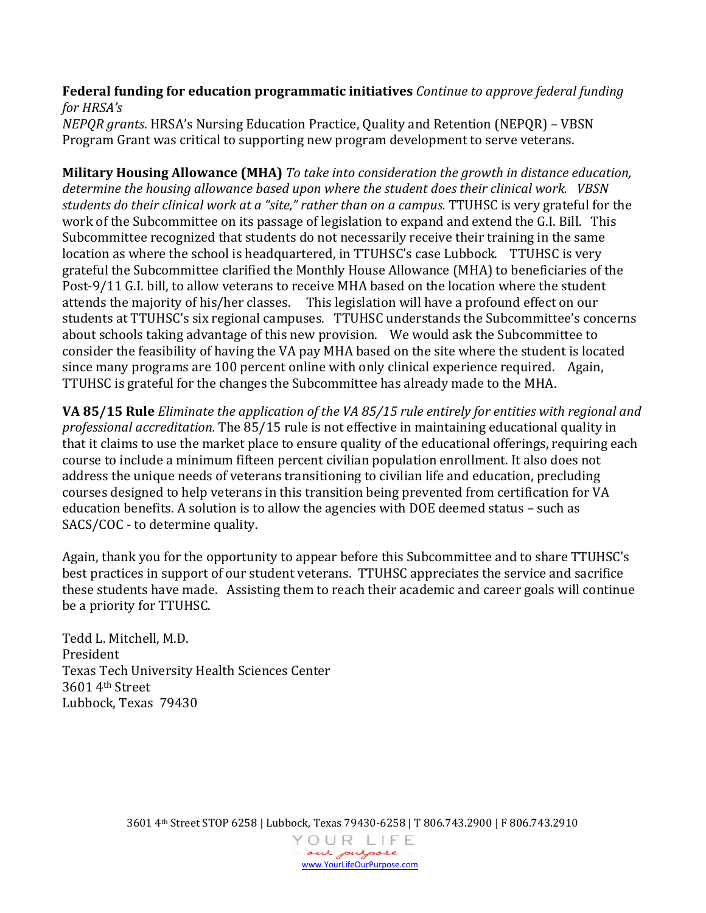**Federal funding for education programmatic initiatives** *Continue to approve federal funding for HRSA's NEPQR grants*. HRSA's Nursing Education Practice, Quality and Retention (NEPQR) – VBSN Program Grant was critical to supporting new program development to serve veterans.

**Military Housing Allowance (MHA)** *To take into consideration the growth in distance education, determine the housing allowance based upon where the student does their clinical work. VBSN students do their clinical work at a "site," rather than on a campus.* TTUHSC is very grateful for the work of the Subcommittee on its passage of legislation to expand and extend the G.I. Bill. This Subcommittee recognized that students do not necessarily receive their training in the same location as where the school is headquartered, in TTUHSC's case Lubbock. TTUHSC is very grateful the Subcommittee clarified the Monthly House Allowance (MHA) to beneficiaries of the Post-9/11 G.I. bill, to allow veterans to receive MHA based on the location where the student attends the majority of his/her classes. This legislation will have a profound effect on our students at TTUHSC's six regional campuses. TTUHSC understands the Subcommittee's concerns about schools taking advantage of this new provision. We would ask the Subcommittee to consider the feasibility of having the VA pay MHA based on the site where the student is located since many programs are 100 percent online with only clinical experience required. Again, TTUHSC is grateful for the changes the Subcommittee has already made to the MHA.

**VA 85/15 Rule** *Eliminate the application of the VA 85/15 rule entirely for entities with regional and professional accreditation.* The 85/15 rule is not effective in maintaining educational quality in that it claims to use the market place to ensure quality of the educational offerings, requiring each course to include a minimum fifteen percent civilian population enrollment. It also does not address the unique needs of veterans transitioning to civilian life and education, precluding courses designed to help veterans in this transition being prevented from certification for VA education benefits. A solution is to allow the agencies with DOE deemed status – such as SACS/COC - to determine quality.

Again, thank you for the opportunity to appear before this Subcommittee and to share TTUHSC's best practices in support of our student veterans. TTUHSC appreciates the service and sacrifice these students have made. Assisting them to reach their academic and career goals will continue be a priority for TTUHSC.

Tedd L. Mitchell, M.D.
President
Texas Tech University Health Sciences Center
3601 4th Street
Lubbock, Texas 79430

3601 4th Street STOP 6258 | Lubbock, Texas 79430-6258 | T 806.743.2900 | F 806.743.2910

YOUR LIFE
our purpose
www.YourLifeOurPurpose.com